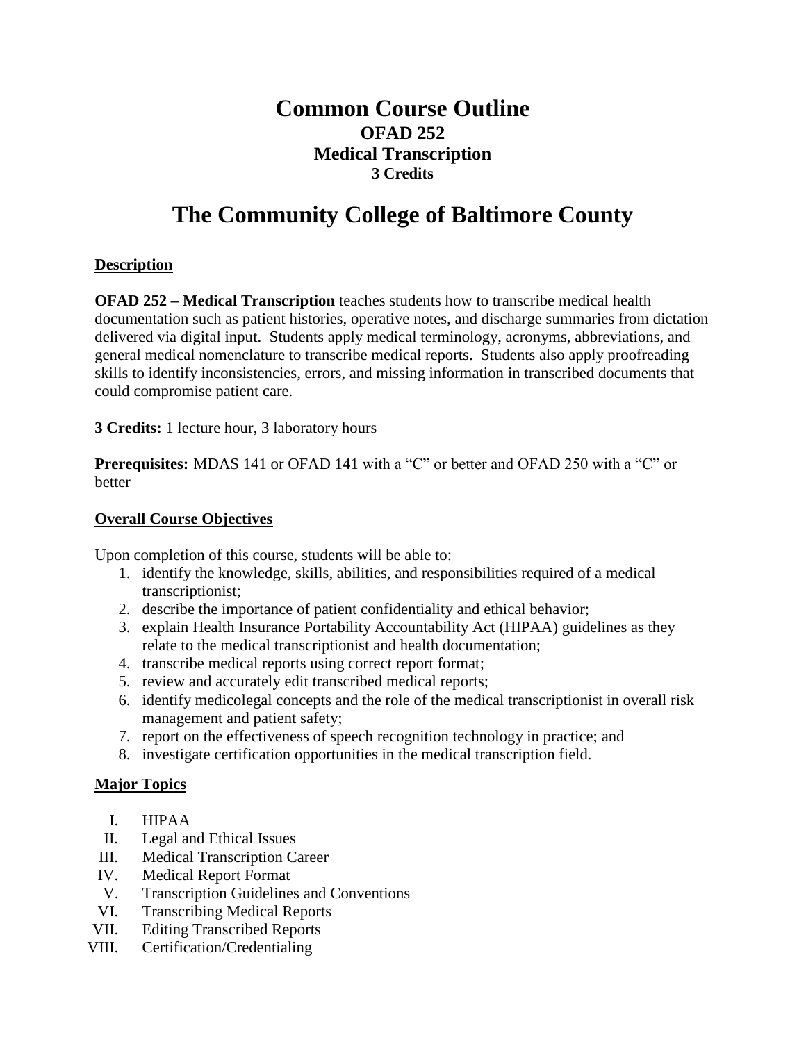# Common Course Outline

## OFAD 252

## Medical Transcription

### 3 Credits

# The Community College of Baltimore County

## Description

**OFAD 252 – Medical Transcription** teaches students how to transcribe medical health documentation such as patient histories, operative notes, and discharge summaries from dictation delivered via digital input. Students apply medical terminology, acronyms, abbreviations, and general medical nomenclature to transcribe medical reports. Students also apply proofreading skills to identify inconsistencies, errors, and missing information in transcribed documents that could compromise patient care.

**3 Credits:** 1 lecture hour, 3 laboratory hours

**Prerequisites:** MDAS 141 or OFAD 141 with a "C" or better and OFAD 250 with a "C" or better

## Overall Course Objectives

Upon completion of this course, students will be able to:

1. identify the knowledge, skills, abilities, and responsibilities required of a medical transcriptionist;
2. describe the importance of patient confidentiality and ethical behavior;
3. explain Health Insurance Portability Accountability Act (HIPAA) guidelines as they relate to the medical transcriptionist and health documentation;
4. transcribe medical reports using correct report format;
5. review and accurately edit transcribed medical reports;
6. identify medicolegal concepts and the role of the medical transcriptionist in overall risk management and patient safety;
7. report on the effectiveness of speech recognition technology in practice; and
8. investigate certification opportunities in the medical transcription field.

## Major Topics

I. HIPAA
II. Legal and Ethical Issues
III. Medical Transcription Career
IV. Medical Report Format
V. Transcription Guidelines and Conventions
VI. Transcribing Medical Reports
VII. Editing Transcribed Reports
VIII. Certification/Credentialing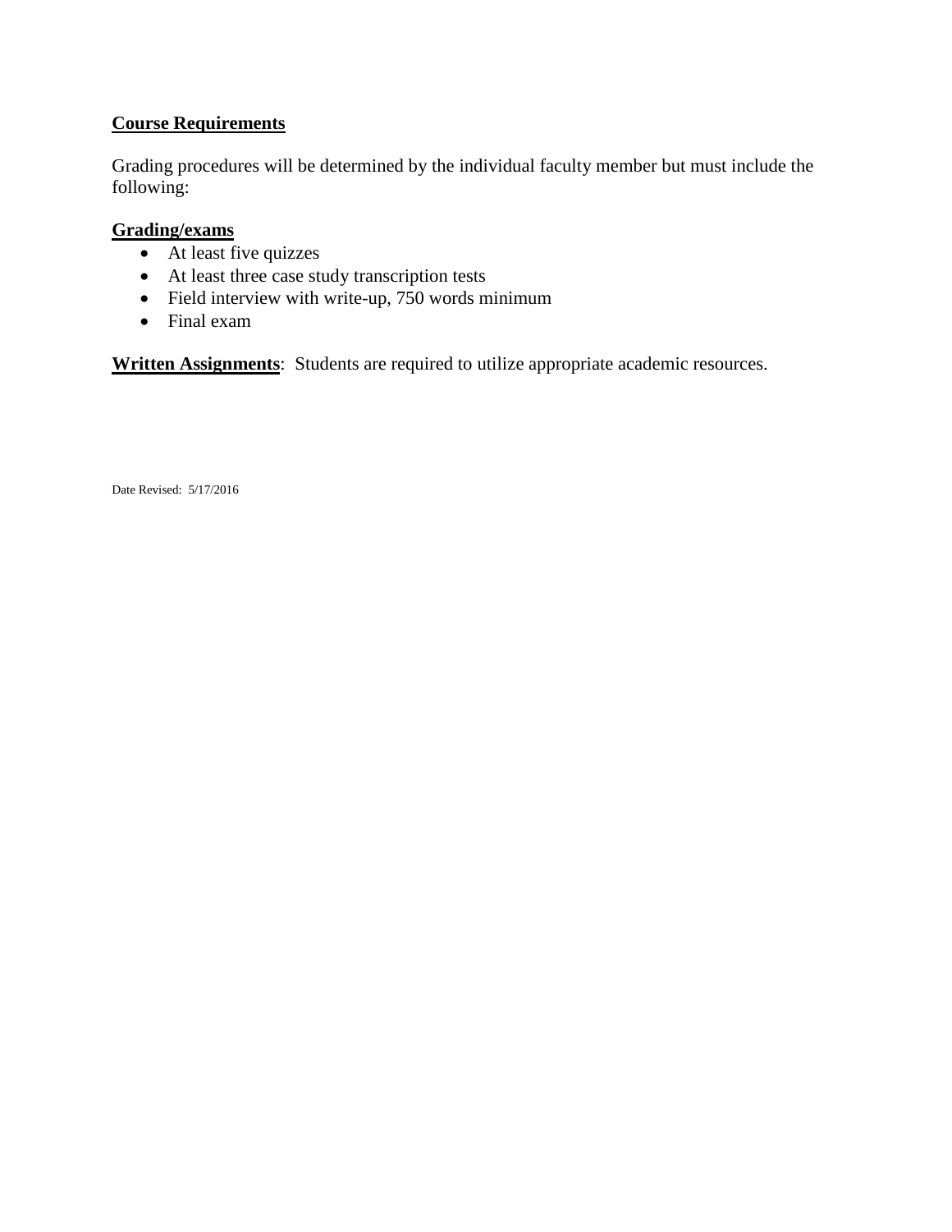**Course Requirements**

Grading procedures will be determined by the individual faculty member but must include the following:

**Grading/exams**

- At least five quizzes
- At least three case study transcription tests
- Field interview with write-up, 750 words minimum
- Final exam

**Written Assignments**: Students are required to utilize appropriate academic resources.

Date Revised: 5/17/2016